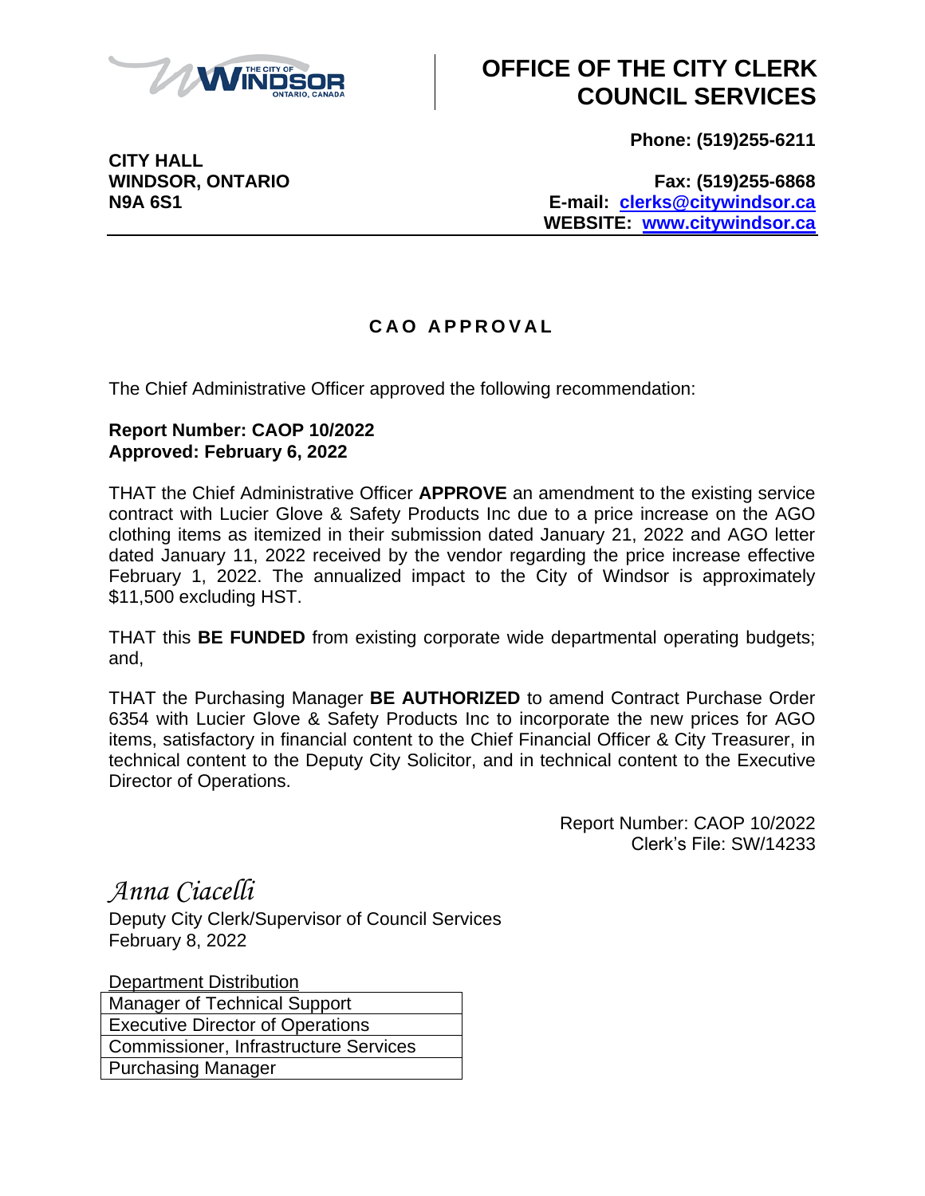# OFFICE OF THE CITY CLERK COUNCIL SERVICES

**Phone: (519)255-6211**

**CITY HALL**
**WINDSOR, ONTARIO**
**N9A 6S1**

**Fax: (519)255-6868**
**E-mail: clerks@citywindsor.ca**
**WEBSITE: www.citywindsor.ca**

## CAO APPROVAL

The Chief Administrative Officer approved the following recommendation:

**Report Number: CAOP 10/2022**
**Approved: February 6, 2022**

THAT the Chief Administrative Officer **APPROVE** an amendment to the existing service contract with Lucier Glove & Safety Products Inc due to a price increase on the AGO clothing items as itemized in their submission dated January 21, 2022 and AGO letter dated January 11, 2022 received by the vendor regarding the price increase effective February 1, 2022. The annualized impact to the City of Windsor is approximately $11,500 excluding HST.

THAT this **BE FUNDED** from existing corporate wide departmental operating budgets; and,

THAT the Purchasing Manager **BE AUTHORIZED** to amend Contract Purchase Order 6354 with Lucier Glove & Safety Products Inc to incorporate the new prices for AGO items, satisfactory in financial content to the Chief Financial Officer & City Treasurer, in technical content to the Deputy City Solicitor, and in technical content to the Executive Director of Operations.

Report Number: CAOP 10/2022
Clerk's File: SW/14233

*Anna Ciacelli*
Deputy City Clerk/Supervisor of Council Services
February 8, 2022

| Department Distribution |
|---|
| Manager of Technical Support |
| Executive Director of Operations |
| Commissioner, Infrastructure Services |
| Purchasing Manager |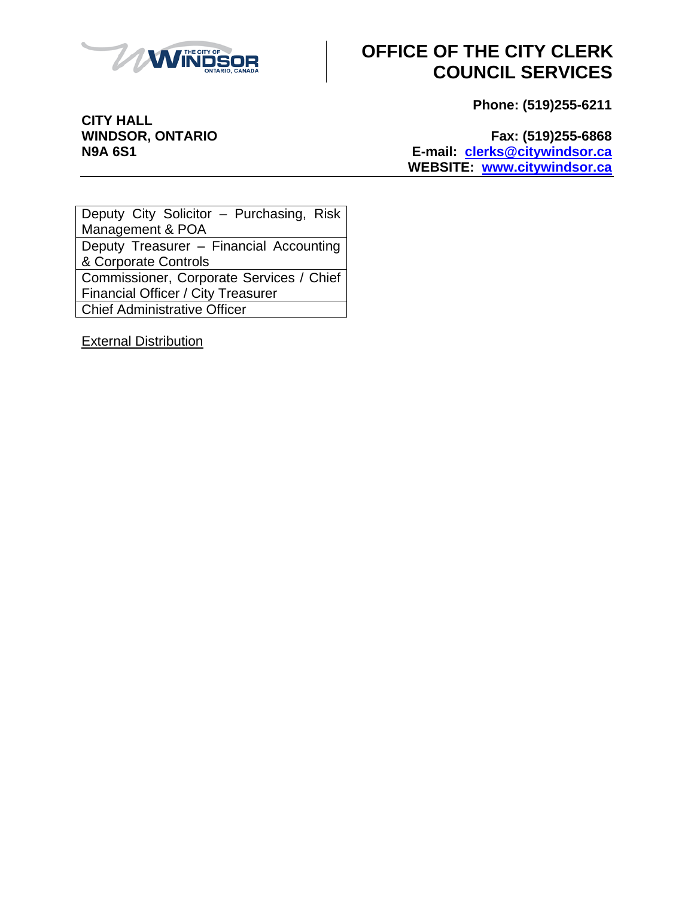# OFFICE OF THE CITY CLERK COUNCIL SERVICES

**CITY HALL**
**WINDSOR, ONTARIO**
**N9A 6S1**

**Phone: (519)255-6211**

**Fax: (519)255-6868**
**E-mail: clerks@citywindsor.ca**
**WEBSITE: www.citywindsor.ca**

| |
|---|
| Deputy City Solicitor – Purchasing, Risk Management & POA |
| Deputy Treasurer – Financial Accounting & Corporate Controls |
| Commissioner, Corporate Services / Chief Financial Officer / City Treasurer |
| Chief Administrative Officer |

External Distribution